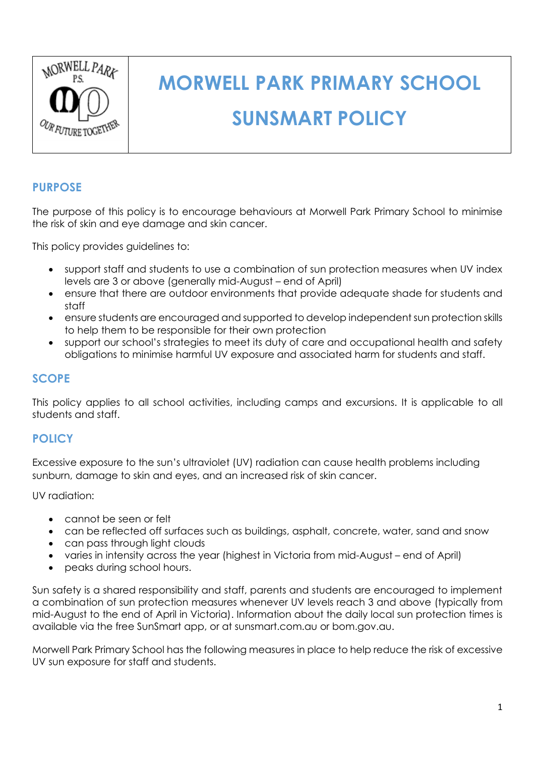# MORWELL PARK PRIMARY SCHOOL

# SUNSMART POLICY

## PURPOSE

The purpose of this policy is to encourage behaviours at Morwell Park Primary School to minimise the risk of skin and eye damage and skin cancer.

This policy provides guidelines to:

- support staff and students to use a combination of sun protection measures when UV index levels are 3 or above (generally mid-August – end of April)
- ensure that there are outdoor environments that provide adequate shade for students and staff
- ensure students are encouraged and supported to develop independent sun protection skills to help them to be responsible for their own protection
- support our school's strategies to meet its duty of care and occupational health and safety obligations to minimise harmful UV exposure and associated harm for students and staff.

## SCOPE

This policy applies to all school activities, including camps and excursions. It is applicable to all students and staff.

## POLICY

Excessive exposure to the sun's ultraviolet (UV) radiation can cause health problems including sunburn, damage to skin and eyes, and an increased risk of skin cancer.

UV radiation:

- cannot be seen or felt
- can be reflected off surfaces such as buildings, asphalt, concrete, water, sand and snow
- can pass through light clouds
- varies in intensity across the year (highest in Victoria from mid-August – end of April)
- peaks during school hours.

Sun safety is a shared responsibility and staff, parents and students are encouraged to implement a combination of sun protection measures whenever UV levels reach 3 and above (typically from mid-August to the end of April in Victoria). Information about the daily local sun protection times is available via the free SunSmart app, or at sunsmart.com.au or bom.gov.au.

Morwell Park Primary School has the following measures in place to help reduce the risk of excessive UV sun exposure for staff and students.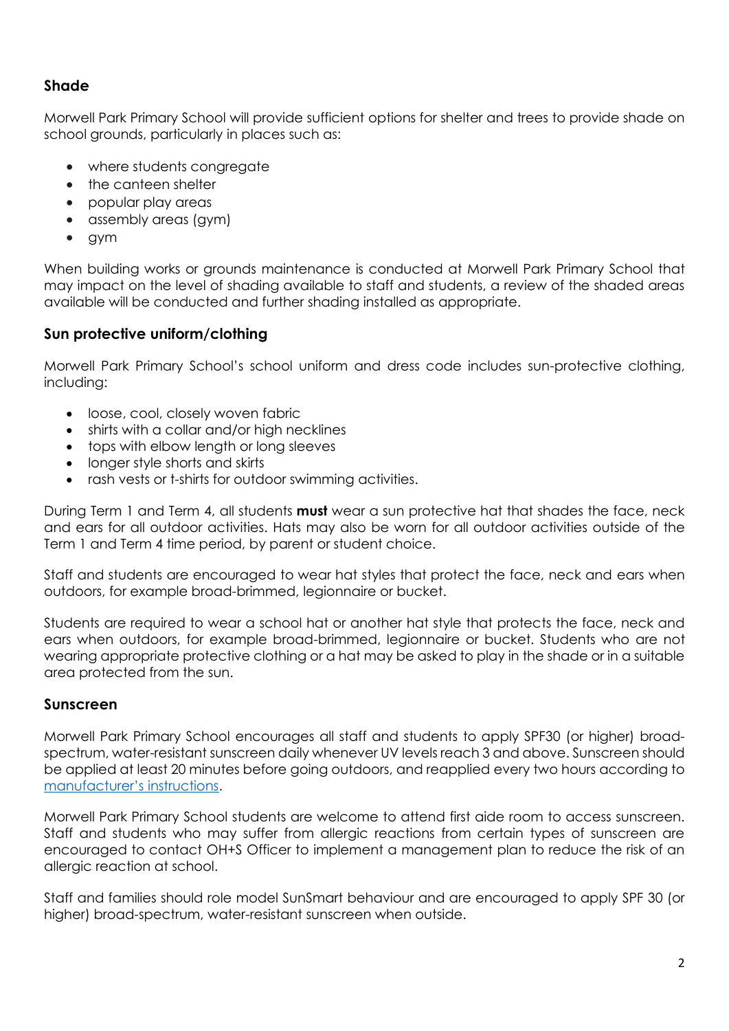## Shade

Morwell Park Primary School will provide sufficient options for shelter and trees to provide shade on school grounds, particularly in places such as:

- where students congregate
- the canteen shelter
- popular play areas
- assembly areas (gym)
- gym

When building works or grounds maintenance is conducted at Morwell Park Primary School that may impact on the level of shading available to staff and students, a review of the shaded areas available will be conducted and further shading installed as appropriate.

## Sun protective uniform/clothing

Morwell Park Primary School's school uniform and dress code includes sun-protective clothing, including:

- loose, cool, closely woven fabric
- shirts with a collar and/or high necklines
- tops with elbow length or long sleeves
- longer style shorts and skirts
- rash vests or t-shirts for outdoor swimming activities.

During Term 1 and Term 4, all students **must** wear a sun protective hat that shades the face, neck and ears for all outdoor activities. Hats may also be worn for all outdoor activities outside of the Term 1 and Term 4 time period, by parent or student choice.

Staff and students are encouraged to wear hat styles that protect the face, neck and ears when outdoors, for example broad-brimmed, legionnaire or bucket.

Students are required to wear a school hat or another hat style that protects the face, neck and ears when outdoors, for example broad-brimmed, legionnaire or bucket. Students who are not wearing appropriate protective clothing or a hat may be asked to play in the shade or in a suitable area protected from the sun.

## Sunscreen

Morwell Park Primary School encourages all staff and students to apply SPF30 (or higher) broad-spectrum, water-resistant sunscreen daily whenever UV levels reach 3 and above. Sunscreen should be applied at least 20 minutes before going outdoors, and reapplied every two hours according to manufacturer's instructions.

Morwell Park Primary School students are welcome to attend first aide room to access sunscreen. Staff and students who may suffer from allergic reactions from certain types of sunscreen are encouraged to contact OH+S Officer to implement a management plan to reduce the risk of an allergic reaction at school.

Staff and families should role model SunSmart behaviour and are encouraged to apply SPF 30 (or higher) broad-spectrum, water-resistant sunscreen when outside.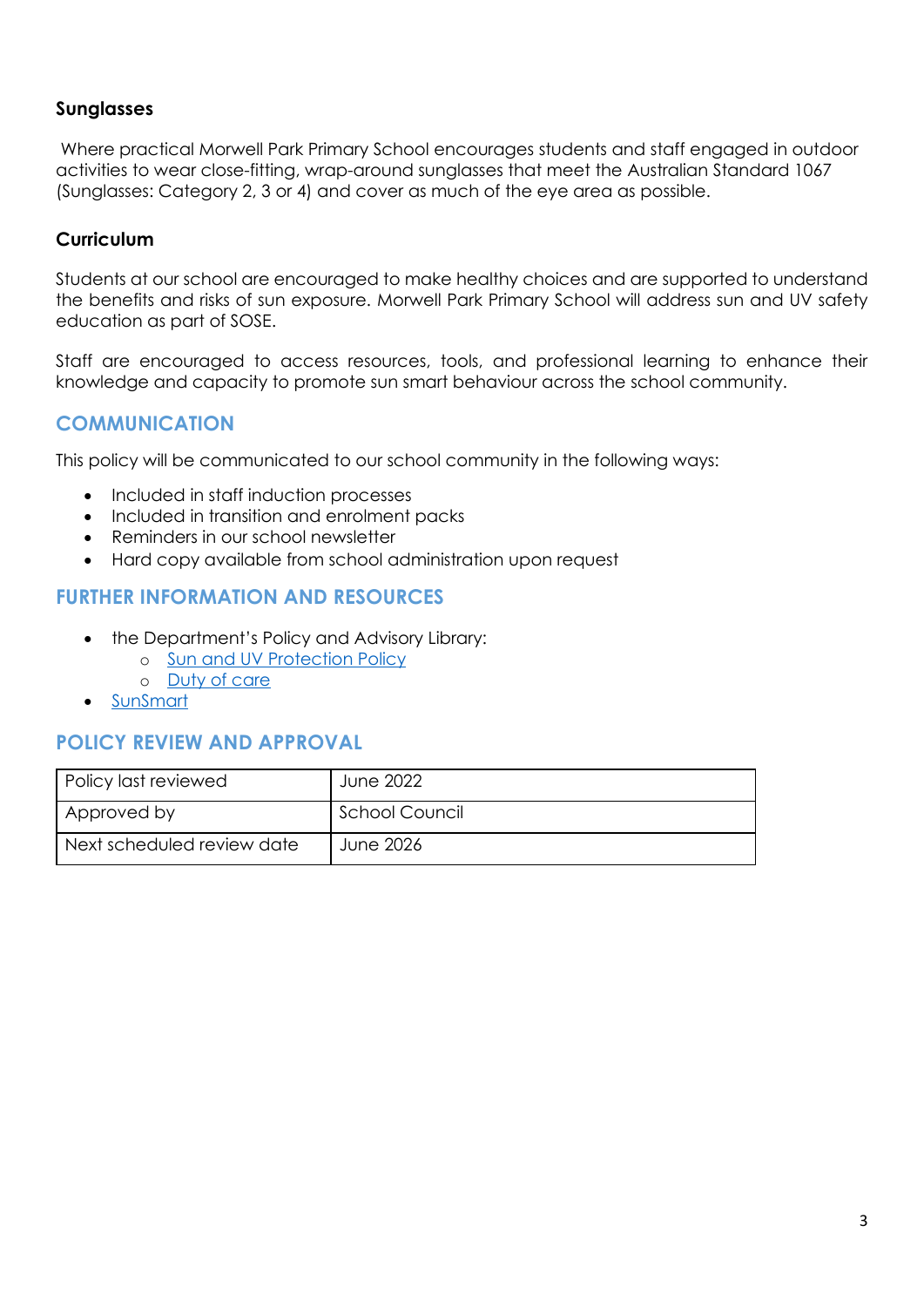### Sunglasses

Where practical Morwell Park Primary School encourages students and staff engaged in outdoor activities to wear close-fitting, wrap-around sunglasses that meet the Australian Standard 1067 (Sunglasses: Category 2, 3 or 4) and cover as much of the eye area as possible.

### Curriculum

Students at our school are encouraged to make healthy choices and are supported to understand the benefits and risks of sun exposure. Morwell Park Primary School will address sun and UV safety education as part of SOSE.

Staff are encouraged to access resources, tools, and professional learning to enhance their knowledge and capacity to promote sun smart behaviour across the school community.

## COMMUNICATION

This policy will be communicated to our school community in the following ways:

- Included in staff induction processes
- Included in transition and enrolment packs
- Reminders in our school newsletter
- Hard copy available from school administration upon request

## FURTHER INFORMATION AND RESOURCES

- the Department's Policy and Advisory Library:
  - Sun and UV Protection Policy
  - Duty of care
- SunSmart

## POLICY REVIEW AND APPROVAL

| | |
|---|---|
| Policy last reviewed | June 2022 |
| Approved by | School Council |
| Next scheduled review date | June 2026 |